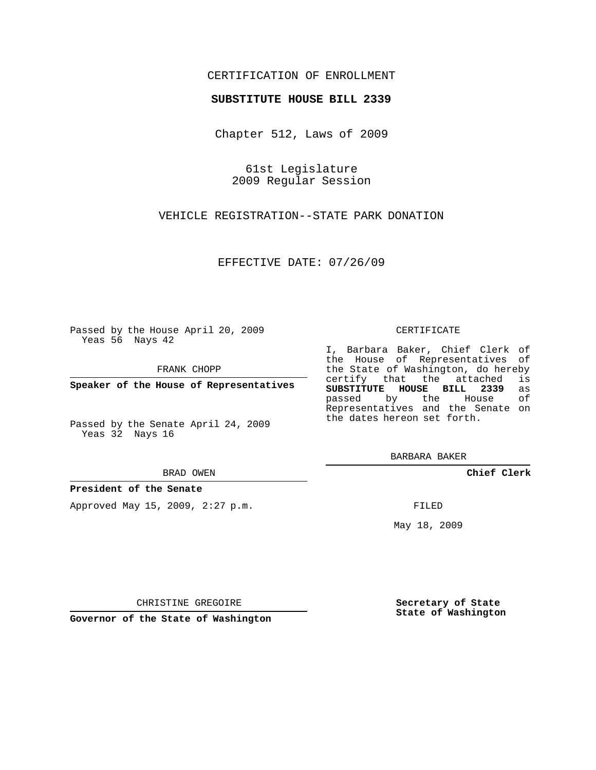CERTIFICATION OF ENROLLMENT

**SUBSTITUTE HOUSE BILL 2339**

Chapter 512, Laws of 2009

61st Legislature
2009 Regular Session

VEHICLE REGISTRATION--STATE PARK DONATION

EFFECTIVE DATE: 07/26/09

Passed by the House April 20, 2009
Yeas 56 Nays 42

FRANK CHOPP

**Speaker of the House of Representatives**

Passed by the Senate April 24, 2009
Yeas 32 Nays 16

BRAD OWEN

**President of the Senate**

Approved May 15, 2009, 2:27 p.m.

CHRISTINE GREGOIRE

**Governor of the State of Washington**

CERTIFICATE

I, Barbara Baker, Chief Clerk of the House of Representatives of the State of Washington, do hereby certify that the attached is **SUBSTITUTE HOUSE BILL 2339** as passed by the House of Representatives and the Senate on the dates hereon set forth.

BARBARA BAKER

**Chief Clerk**

FILED

May 18, 2009

**Secretary of State**
**State of Washington**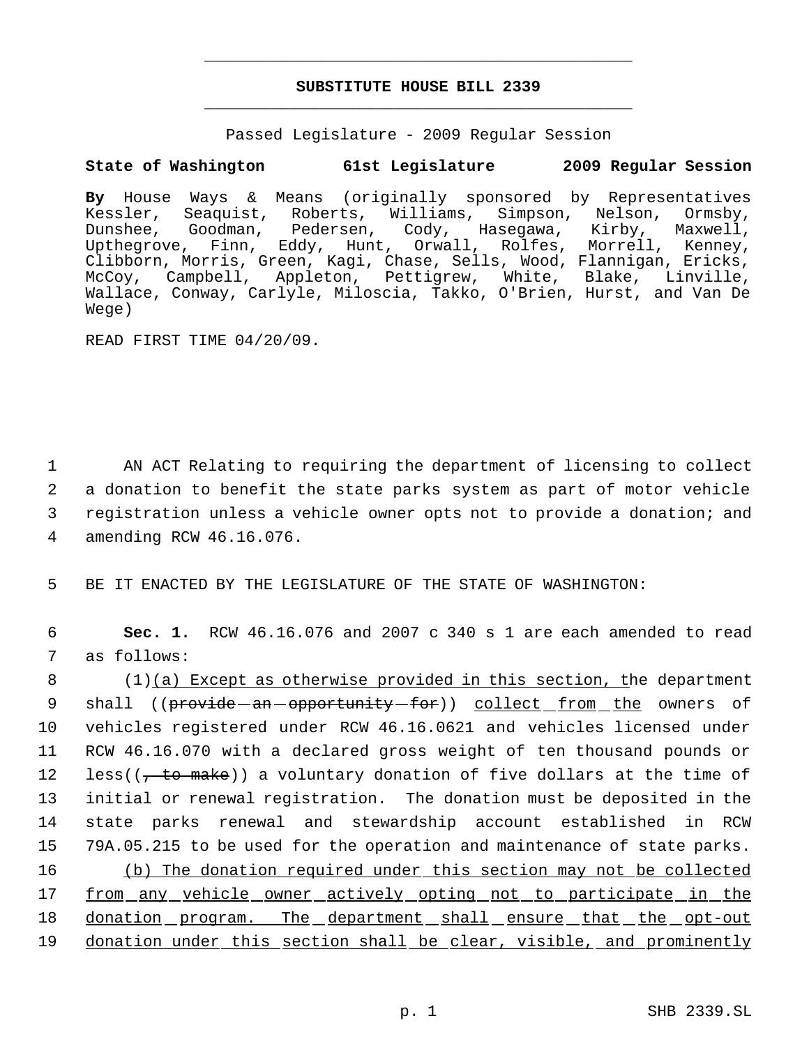# SUBSTITUTE HOUSE BILL 2339

Passed Legislature - 2009 Regular Session

**State of Washington 61st Legislature 2009 Regular Session**

**By** House Ways & Means (originally sponsored by Representatives Kessler, Seaquist, Roberts, Williams, Simpson, Nelson, Ormsby, Dunshee, Goodman, Pedersen, Cody, Hasegawa, Kirby, Maxwell, Upthegrove, Finn, Eddy, Hunt, Orwall, Rolfes, Morrell, Kenney, Clibborn, Morris, Green, Kagi, Chase, Sells, Wood, Flannigan, Ericks, McCoy, Campbell, Appleton, Pettigrew, White, Blake, Linville, Wallace, Conway, Carlyle, Miloscia, Takko, O'Brien, Hurst, and Van De Wege)

READ FIRST TIME 04/20/09.

1 AN ACT Relating to requiring the department of licensing to collect
2 a donation to benefit the state parks system as part of motor vehicle
3 registration unless a vehicle owner opts not to provide a donation; and
4 amending RCW 46.16.076.

5 BE IT ENACTED BY THE LEGISLATURE OF THE STATE OF WASHINGTON:

6 **Sec. 1.** RCW 46.16.076 and 2007 c 340 s 1 are each amended to read
7 as follows:

8 (1)<u>(a) Except as otherwise provided in this section, t</u>he department
9 shall ((~~provide an opportunity for~~)) <u>collect from the</u> owners of
10 vehicles registered under RCW 46.16.0621 and vehicles licensed under
11 RCW 46.16.070 with a declared gross weight of ten thousand pounds or
12 less((~~, to make~~)) a voluntary donation of five dollars at the time of
13 initial or renewal registration. The donation must be deposited in the
14 state parks renewal and stewardship account established in RCW
15 79A.05.215 to be used for the operation and maintenance of state parks.

16 <u>(b) The donation required under this section may not be collected</u>
17 <u>from any vehicle owner actively opting not to participate in the</u>
18 <u>donation program. The department shall ensure that the opt-out</u>
19 <u>donation under this section shall be clear, visible, and prominently</u>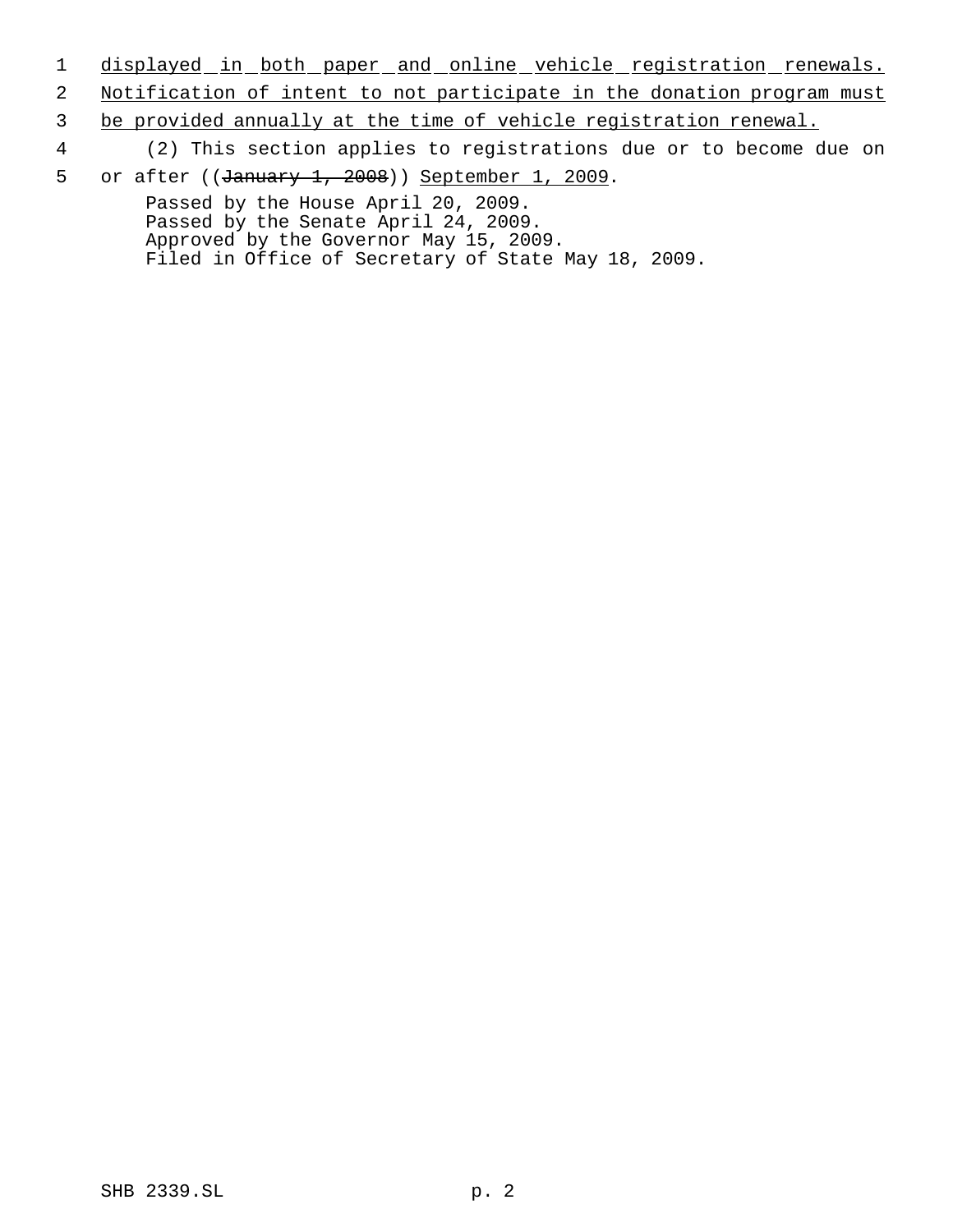displayed in both paper and online vehicle registration renewals. Notification of intent to not participate in the donation program must be provided annually at the time of vehicle registration renewal.

(2) This section applies to registrations due or to become due on or after ((~~January 1, 2008~~)) September 1, 2009.

Passed by the House April 20, 2009.
Passed by the Senate April 24, 2009.
Approved by the Governor May 15, 2009.
Filed in Office of Secretary of State May 18, 2009.